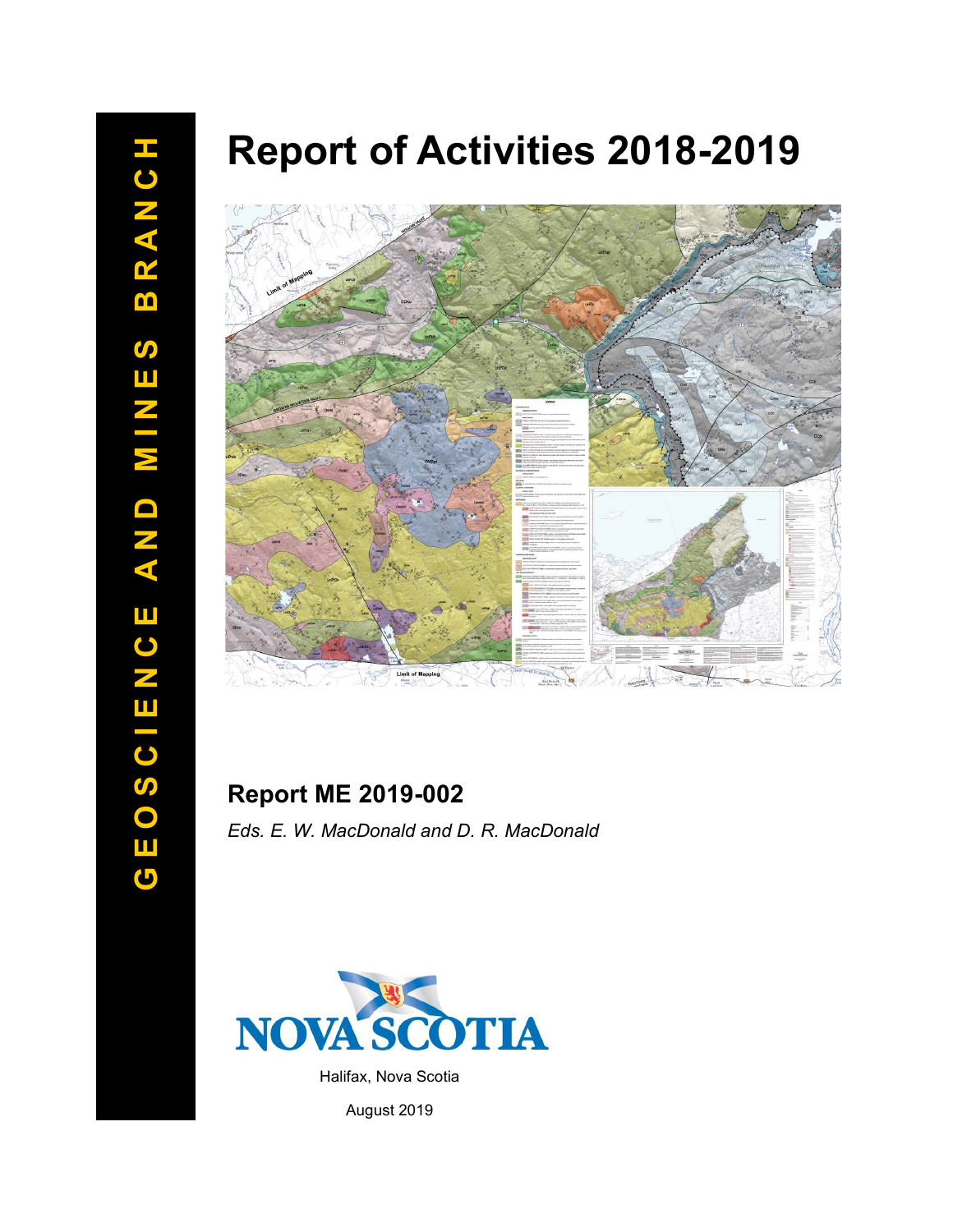GEOSCIENCE AND MINES BRANCH

# Report of Activities 2018-2019

## Report ME 2019-002

*Eds. E. W. MacDonald and D. R. MacDonald*

NOVA SCOTIA

Halifax, Nova Scotia

August 2019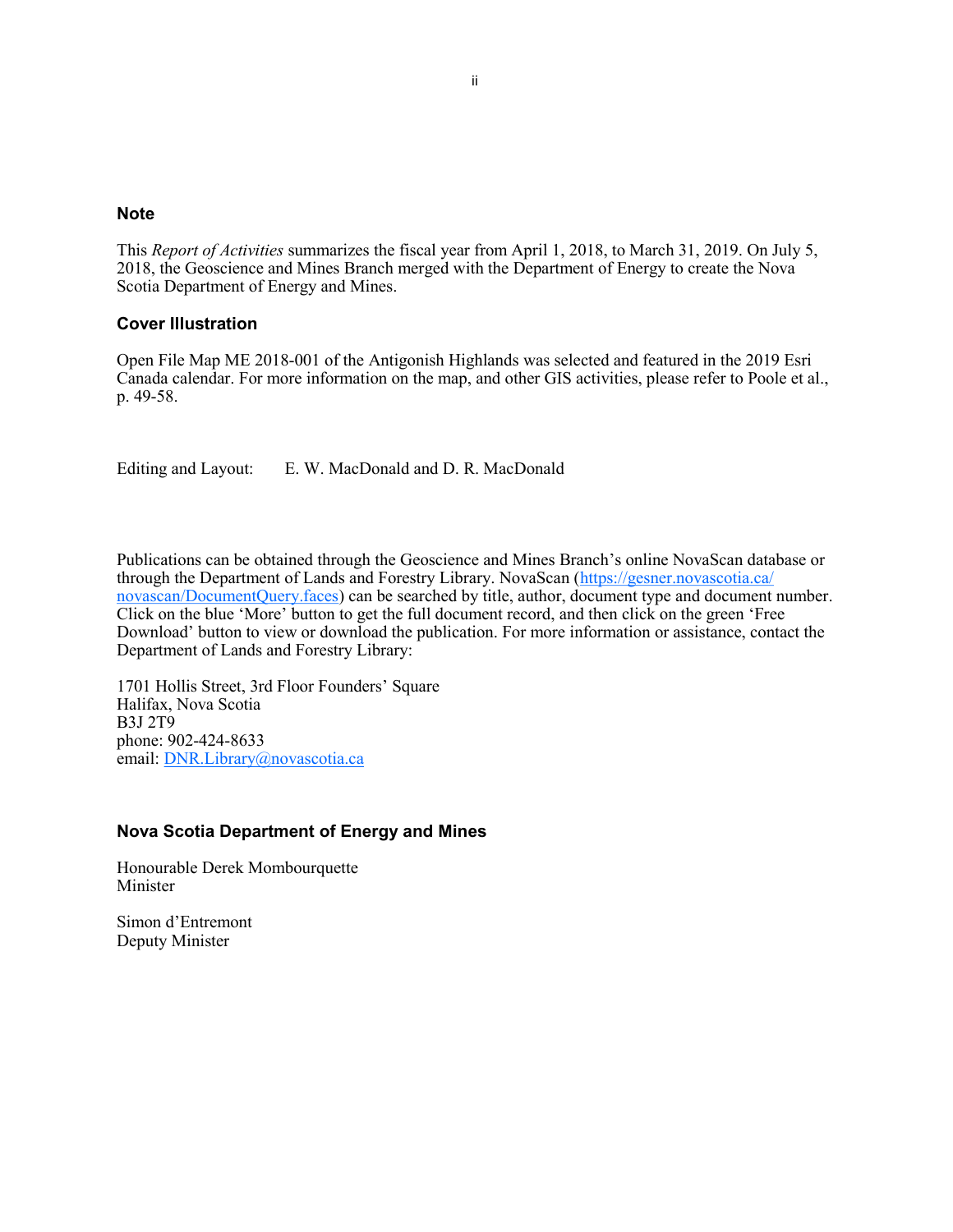## Note

This *Report of Activities* summarizes the fiscal year from April 1, 2018, to March 31, 2019. On July 5, 2018, the Geoscience and Mines Branch merged with the Department of Energy to create the Nova Scotia Department of Energy and Mines.

## Cover Illustration

Open File Map ME 2018-001 of the Antigonish Highlands was selected and featured in the 2019 Esri Canada calendar. For more information on the map, and other GIS activities, please refer to Poole et al., p. 49-58.

Editing and Layout: E. W. MacDonald and D. R. MacDonald

Publications can be obtained through the Geoscience and Mines Branch's online NovaScan database or through the Department of Lands and Forestry Library. NovaScan (https://gesner.novascotia.ca/novascan/DocumentQuery.faces) can be searched by title, author, document type and document number. Click on the blue 'More' button to get the full document record, and then click on the green 'Free Download' button to view or download the publication. For more information or assistance, contact the Department of Lands and Forestry Library:

1701 Hollis Street, 3rd Floor Founders' Square
Halifax, Nova Scotia
B3J 2T9
phone: 902-424-8633
email: DNR.Library@novascotia.ca

## Nova Scotia Department of Energy and Mines

Honourable Derek Mombourquette
Minister

Simon d'Entremont
Deputy Minister